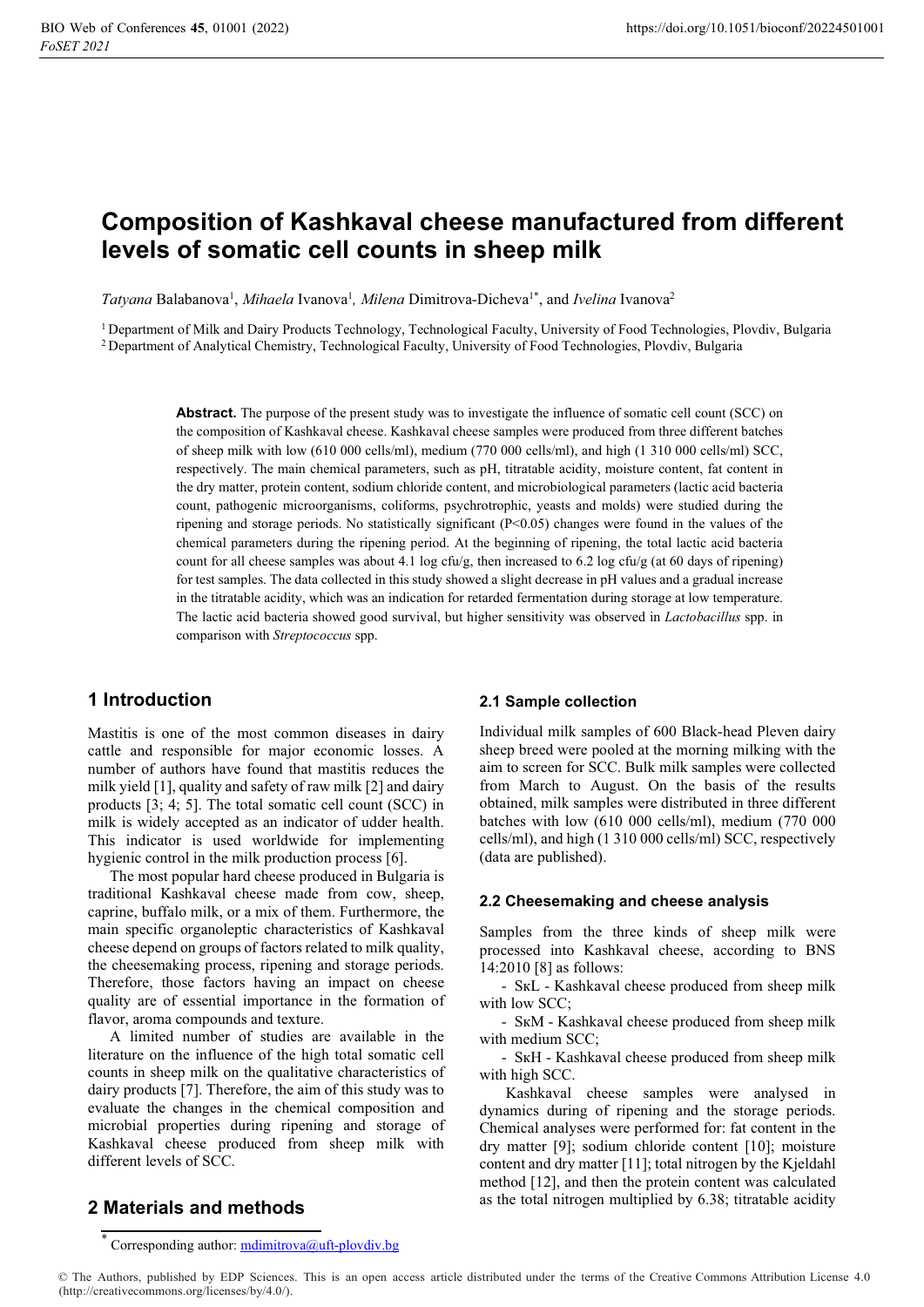# Composition of Kashkaval cheese manufactured from different levels of somatic cell counts in sheep milk

*Tatyana* Balabanova[1], *Mihaela* Ivanova[1], *Milena* Dimitrova-Dicheva[1*], and *Ivelina* Ivanova[2]

[1] Department of Milk and Dairy Products Technology, Technological Faculty, University of Food Technologies, Plovdiv, Bulgaria
[2] Department of Analytical Chemistry, Technological Faculty, University of Food Technologies, Plovdiv, Bulgaria

**Abstract.** The purpose of the present study was to investigate the influence of somatic cell count (SCC) on the composition of Kashkaval cheese. Kashkaval cheese samples were produced from three different batches of sheep milk with low (610 000 cells/ml), medium (770 000 cells/ml), and high (1 310 000 cells/ml) SCC, respectively. The main chemical parameters, such as pH, titratable acidity, moisture content, fat content in the dry matter, protein content, sodium chloride content, and microbiological parameters (lactic acid bacteria count, pathogenic microorganisms, coliforms, psychrotrophic, yeasts and molds) were studied during the ripening and storage periods. No statistically significant ($P<0.05$) changes were found in the values of the chemical parameters during the ripening period. At the beginning of ripening, the total lactic acid bacteria count for all cheese samples was about 4.1 log cfu/g, then increased to 6.2 log cfu/g (at 60 days of ripening) for test samples. The data collected in this study showed a slight decrease in pH values and a gradual increase in the titratable acidity, which was an indication for retarded fermentation during storage at low temperature. The lactic acid bacteria showed good survival, but higher sensitivity was observed in *Lactobacillus* spp. in comparison with *Streptococcus* spp.

## 1 Introduction

Mastitis is one of the most common diseases in dairy cattle and responsible for major economic losses. A number of authors have found that mastitis reduces the milk yield [1], quality and safety of raw milk [2] and dairy products [3; 4; 5]. The total somatic cell count (SCC) in milk is widely accepted as an indicator of udder health. This indicator is used worldwide for implementing hygienic control in the milk production process [6].

The most popular hard cheese produced in Bulgaria is traditional Kashkaval cheese made from cow, sheep, caprine, buffalo milk, or a mix of them. Furthermore, the main specific organoleptic characteristics of Kashkaval cheese depend on groups of factors related to milk quality, the cheesemaking process, ripening and storage periods. Therefore, those factors having an impact on cheese quality are of essential importance in the formation of flavor, aroma compounds and texture.

A limited number of studies are available in the literature on the influence of the high total somatic cell counts in sheep milk on the qualitative characteristics of dairy products [7]. Therefore, the aim of this study was to evaluate the changes in the chemical composition and microbial properties during ripening and storage of Kashkaval cheese produced from sheep milk with different levels of SCC.

## 2 Materials and methods

### 2.1 Sample collection

Individual milk samples of 600 Black-head Pleven dairy sheep breed were pooled at the morning milking with the aim to screen for SCC. Bulk milk samples were collected from March to August. On the basis of the results obtained, milk samples were distributed in three different batches with low (610 000 cells/ml), medium (770 000 cells/ml), and high (1 310 000 cells/ml) SCC, respectively (data are published).

### 2.2 Cheesemaking and cheese analysis

Samples from the three kinds of sheep milk were processed into Kashkaval cheese, according to BNS 14:2010 [8] as follows:

- SкL - Kashkaval cheese produced from sheep milk with low SCC;
- SкM - Kashkaval cheese produced from sheep milk with medium SCC;
- SкH - Kashkaval cheese produced from sheep milk with high SCC.

Kashkaval cheese samples were analysed in dynamics during of ripening and the storage periods. Chemical analyses were performed for: fat content in the dry matter [9]; sodium chloride content [10]; moisture content and dry matter [11]; total nitrogen by the Kjeldahl method [12], and then the protein content was calculated as the total nitrogen multiplied by 6.38; titratable acidity

[*] Corresponding author: mdimitrova@uft-plovdiv.bg

© The Authors, published by EDP Sciences. This is an open access article distributed under the terms of the Creative Commons Attribution License 4.0 (http://creativecommons.org/licenses/by/4.0/).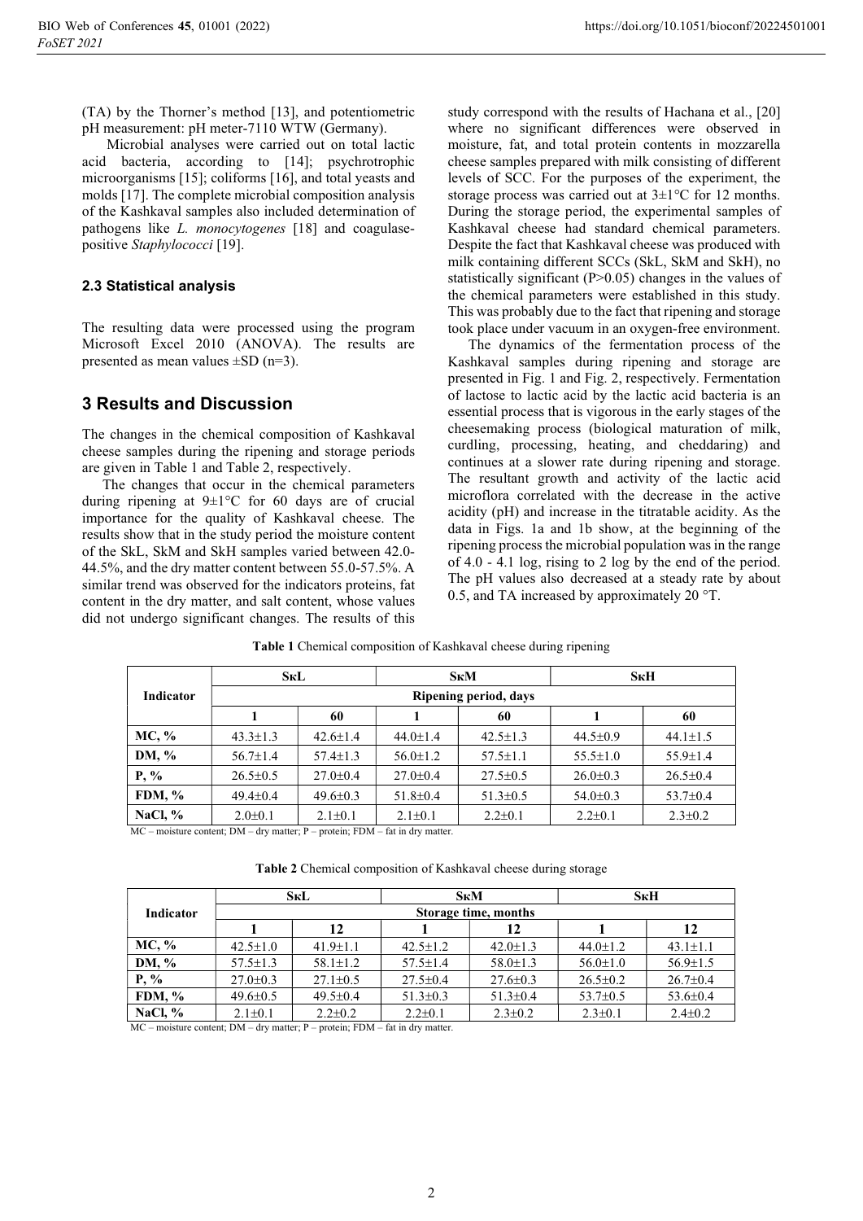(TA) by the Thorner's method [13], and potentiometric pH measurement: pH meter-7110 WTW (Germany).

Microbial analyses were carried out on total lactic acid bacteria, according to [14]; psychrotrophic microorganisms [15]; coliforms [16], and total yeasts and molds [17]. The complete microbial composition analysis of the Kashkaval samples also included determination of pathogens like *L. monocytogenes* [18] and coagulase-positive *Staphylococci* [19].

### 2.3 Statistical analysis

The resulting data were processed using the program Microsoft Excel 2010 (ANOVA). The results are presented as mean values ±SD (n=3).

## 3 Results and Discussion

The changes in the chemical composition of Kashkaval cheese samples during the ripening and storage periods are given in Table 1 and Table 2, respectively.

The changes that occur in the chemical parameters during ripening at 9±1°C for 60 days are of crucial importance for the quality of Kashkaval cheese. The results show that in the study period the moisture content of the SkL, SkM and SkH samples varied between 42.0-44.5%, and the dry matter content between 55.0-57.5%. A similar trend was observed for the indicators proteins, fat content in the dry matter, and salt content, whose values did not undergo significant changes. The results of this study correspond with the results of Hachana et al., [20] where no significant differences were observed in moisture, fat, and total protein contents in mozzarella cheese samples prepared with milk consisting of different levels of SCC. For the purposes of the experiment, the storage process was carried out at 3±1°C for 12 months. During the storage period, the experimental samples of Kashkaval cheese had standard chemical parameters. Despite the fact that Kashkaval cheese was produced with milk containing different SCCs (SkL, SkM and SkH), no statistically significant ($P>0.05$) changes in the values of the chemical parameters were established in this study. This was probably due to the fact that ripening and storage took place under vacuum in an oxygen-free environment.

The dynamics of the fermentation process of the Kashkaval samples during ripening and storage are presented in Fig. 1 and Fig. 2, respectively. Fermentation of lactose to lactic acid by the lactic acid bacteria is an essential process that is vigorous in the early stages of the cheesemaking process (biological maturation of milk, curdling, processing, heating, and cheddaring) and continues at a slower rate during ripening and storage. The resultant growth and activity of the lactic acid microflora correlated with the decrease in the active acidity (pH) and increase in the titratable acidity. As the data in Figs. 1a and 1b show, at the beginning of the ripening process the microbial population was in the range of 4.0 - 4.1 log, rising to 2 log by the end of the period. The pH values also decreased at a steady rate by about 0.5, and TA increased by approximately 20 °T.

**Table 1** Chemical composition of Kashkaval cheese during ripening

| Indicator | SкL | | SкM | | SкH | |
|---|---|---|---|---|---|---|
| | Ripening period, days | | | | | |
| | 1 | 60 | 1 | 60 | 1 | 60 |
| MC, % | 43.3±1.3 | 42.6±1.4 | 44.0±1.4 | 42.5±1.3 | 44.5±0.9 | 44.1±1.5 |
| DM, % | 56.7±1.4 | 57.4±1.3 | 56.0±1.2 | 57.5±1.1 | 55.5±1.0 | 55.9±1.4 |
| P, % | 26.5±0.5 | 27.0±0.4 | 27.0±0.4 | 27.5±0.5 | 26.0±0.3 | 26.5±0.4 |
| FDM, % | 49.4±0.4 | 49.6±0.3 | 51.8±0.4 | 51.3±0.5 | 54.0±0.3 | 53.7±0.4 |
| NaCl, % | 2.0±0.1 | 2.1±0.1 | 2.1±0.1 | 2.2±0.1 | 2.2±0.1 | 2.3±0.2 |

MC – moisture content; DM – dry matter; P – protein; FDM – fat in dry matter.

**Table 2** Chemical composition of Kashkaval cheese during storage

| Indicator | SкL | | SкM | | SкH | |
|---|---|---|---|---|---|---|
| | Storage time, months | | | | | |
| | 1 | 12 | 1 | 12 | 1 | 12 |
| MC, % | 42.5±1.0 | 41.9±1.1 | 42.5±1.2 | 42.0±1.3 | 44.0±1.2 | 43.1±1.1 |
| DM, % | 57.5±1.3 | 58.1±1.2 | 57.5±1.4 | 58.0±1.3 | 56.0±1.0 | 56.9±1.5 |
| P, % | 27.0±0.3 | 27.1±0.5 | 27.5±0.4 | 27.6±0.3 | 26.5±0.2 | 26.7±0.4 |
| FDM, % | 49.6±0.5 | 49.5±0.4 | 51.3±0.3 | 51.3±0.4 | 53.7±0.5 | 53.6±0.4 |
| NaCl, % | 2.1±0.1 | 2.2±0.2 | 2.2±0.1 | 2.3±0.2 | 2.3±0.1 | 2.4±0.2 |

MC – moisture content; DM – dry matter; P – protein; FDM – fat in dry matter.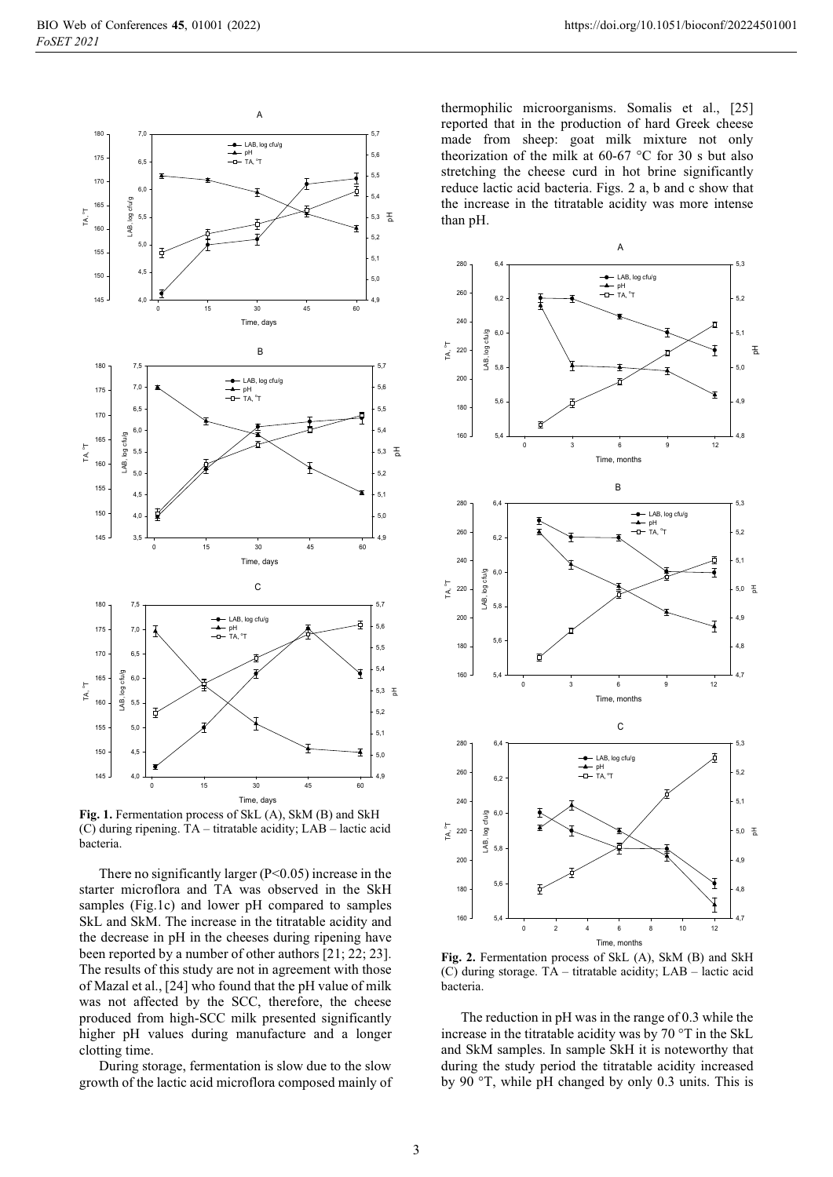**Fig. 1.** Fermentation process of SkL (A), SkM (B) and SkH (C) during ripening. TA – titratable acidity; LAB – lactic acid bacteria.

There no significantly larger (P<0.05) increase in the starter microflora and TA was observed in the SkH samples (Fig.1c) and lower pH compared to samples SkL and SkM. The increase in the titratable acidity and the decrease in pH in the cheeses during ripening have been reported by a number of other authors [21; 22; 23]. The results of this study are not in agreement with those of Mazal et al., [24] who found that the pH value of milk was not affected by the SCC, therefore, the cheese produced from high-SCC milk presented significantly higher pH values during manufacture and a longer clotting time.

During storage, fermentation is slow due to the slow growth of the lactic acid microflora composed mainly of thermophilic microorganisms. Somalis et al., [25] reported that in the production of hard Greek cheese made from sheep: goat milk mixture not only theorization of the milk at 60-67 °C for 30 s but also stretching the cheese curd in hot brine significantly reduce lactic acid bacteria. Figs. 2 a, b and c show that the increase in the titratable acidity was more intense than pH.

**Fig. 2.** Fermentation process of SkL (A), SkM (B) and SkH (C) during storage. TA – titratable acidity; LAB – lactic acid bacteria.

The reduction in pH was in the range of 0.3 while the increase in the titratable acidity was by 70 °T in the SkL and SkM samples. In sample SkH it is noteworthy that during the study period the titratable acidity increased by 90 °T, while pH changed by only 0.3 units. This is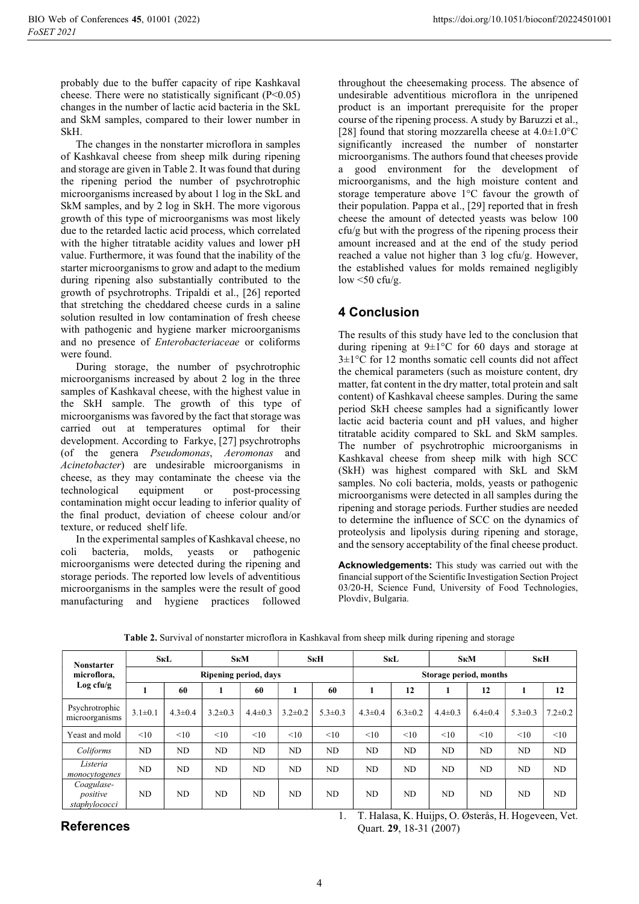probably due to the buffer capacity of ripe Kashkaval cheese. There were no statistically significant ($P<0.05$) changes in the number of lactic acid bacteria in the SkL and SkM samples, compared to their lower number in SkH.

The changes in the nonstarter microflora in samples of Kashkaval cheese from sheep milk during ripening and storage are given in Table 2. It was found that during the ripening period the number of psychrotrophic microorganisms increased by about 1 log in the SkL and SkM samples, and by 2 log in SkH. The more vigorous growth of this type of microorganisms was most likely due to the retarded lactic acid process, which correlated with the higher titratable acidity values and lower pH value. Furthermore, it was found that the inability of the starter microorganisms to grow and adapt to the medium during ripening also substantially contributed to the growth of psychrotrophs. Tripaldi et al., [26] reported that stretching the cheddared cheese curds in a saline solution resulted in low contamination of fresh cheese with pathogenic and hygiene marker microorganisms and no presence of *Enterobacteriaceae* or coliforms were found.

During storage, the number of psychrotrophic microorganisms increased by about 2 log in the three samples of Kashkaval cheese, with the highest value in the SkH sample. The growth of this type of microorganisms was favored by the fact that storage was carried out at temperatures optimal for their development. According to Farkye, [27] psychrotrophs (of the genera *Pseudomonas*, *Aeromonas* and *Acinetobacter*) are undesirable microorganisms in cheese, as they may contaminate the cheese via the technological equipment or post-processing contamination might occur leading to inferior quality of the final product, deviation of cheese colour and/or texture, or reduced shelf life.

In the experimental samples of Kashkaval cheese, no coli bacteria, molds, yeasts or pathogenic microorganisms were detected during the ripening and storage periods. The reported low levels of adventitious microorganisms in the samples were the result of good manufacturing and hygiene practices followed throughout the cheesemaking process. The absence of undesirable adventitious microflora in the unripened product is an important prerequisite for the proper course of the ripening process. A study by Baruzzi et al., [28] found that storing mozzarella cheese at 4.0±1.0°C significantly increased the number of nonstarter microorganisms. The authors found that cheeses provide a good environment for the development of microorganisms, and the high moisture content and storage temperature above 1°C favour the growth of their population. Pappa et al., [29] reported that in fresh cheese the amount of detected yeasts was below 100 cfu/g but with the progress of the ripening process their amount increased and at the end of the study period reached a value not higher than 3 log cfu/g. However, the established values for molds remained negligibly low <50 cfu/g.

## 4 Conclusion

The results of this study have led to the conclusion that during ripening at 9±1°C for 60 days and storage at 3±1°C for 12 months somatic cell counts did not affect the chemical parameters (such as moisture content, dry matter, fat content in the dry matter, total protein and salt content) of Kashkaval cheese samples. During the same period SkH cheese samples had a significantly lower lactic acid bacteria count and pH values, and higher titratable acidity compared to SkL and SkM samples. The number of psychrotrophic microorganisms in Kashkaval cheese from sheep milk with high SCC (SkH) was highest compared with SkL and SkM samples. No coli bacteria, molds, yeasts or pathogenic microorganisms were detected in all samples during the ripening and storage periods. Further studies are needed to determine the influence of SCC on the dynamics of proteolysis and lipolysis during ripening and storage, and the sensory acceptability of the final cheese product.

**Acknowledgements:** This study was carried out with the financial support of the Scientific Investigation Section Project 03/20-H, Science Fund, University of Food Technologies, Plovdiv, Bulgaria.

**Table 2.** Survival of nonstarter microflora in Kashkaval from sheep milk during ripening and storage

| Nonstarter microflora, Log cfu/g | SkL | | SkM | | SkH | | SkL | | SkM | | SkH | |
|---|---|---|---|---|---|---|---|---|---|---|---|---|
| | Ripening period, days | | | | | | Storage period, months | | | | | |
| | 1 | 60 | 1 | 60 | 1 | 60 | 1 | 12 | 1 | 12 | 1 | 12 |
| Psychrotrophic microorganisms | 3.1±0.1 | 4.3±0.4 | 3.2±0.3 | 4.4±0.3 | 3.2±0.2 | 5.3±0.3 | 4.3±0.4 | 6.3±0.2 | 4.4±0.3 | 6.4±0.4 | 5.3±0.3 | 7.2±0.2 |
| Yeast and mold | <10 | <10 | <10 | <10 | <10 | <10 | <10 | <10 | <10 | <10 | <10 | <10 |
| *Coliforms* | ND | ND | ND | ND | ND | ND | ND | ND | ND | ND | ND | ND |
| *Listeria monocytogenes* | ND | ND | ND | ND | ND | ND | ND | ND | ND | ND | ND | ND |
| *Coagulase-positive staphylococci* | ND | ND | ND | ND | ND | ND | ND | ND | ND | ND | ND | ND |

## References

1. T. Halasa, K. Huijps, O. Østerås, H. Hogeveen, Vet. Quart. **29**, 18-31 (2007)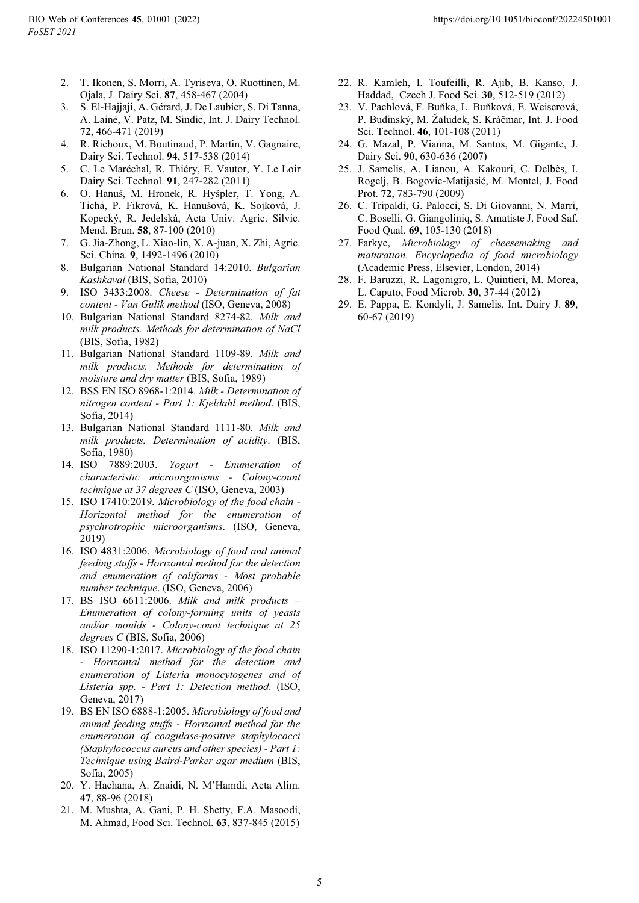2. T. Ikonen, S. Morri, A. Tyriseva, O. Ruottinen, M. Ojala, J. Dairy Sci. **87**, 458-467 (2004)
3. S. El-Hajjaji, A. Gérard, J. De Laubier, S. Di Tanna, A. Lainé, V. Patz, M. Sindic, Int. J. Dairy Technol. **72**, 466-471 (2019)
4. R. Richoux, M. Boutinaud, P. Martin, V. Gagnaire, Dairy Sci. Technol. **94**, 517-538 (2014)
5. C. Le Maréchal, R. Thiéry, E. Vautor, Y. Le Loir Dairy Sci. Technol. **91**, 247-282 (2011)
6. O. Hanuš, M. Hronek, R. Hyšpler, T. Yong, A. Tichá, P. Fikrová, K. Hanušová, K. Sojková, J. Kopecký, R. Jedelská, Acta Univ. Agric. Silvic. Mend. Brun. **58**, 87-100 (2010)
7. G. Jia-Zhong, L. Xiao-lin, X. A-juan, X. Zhi, Agric. Sci. China. **9**, 1492-1496 (2010)
8. Bulgarian National Standard 14:2010. *Bulgarian Kashkaval* (BIS, Sofia, 2010)
9. ISO 3433:2008. *Cheese - Determination of fat content - Van Gulik method* (ISO, Geneva, 2008)
10. Bulgarian National Standard 8274-82. *Milk and milk products. Methods for determination of NaCl* (BIS, Sofia, 1982)
11. Bulgarian National Standard 1109-89. *Milk and milk products. Methods for determination of moisture and dry matter* (BIS, Sofia, 1989)
12. BSS EN ISO 8968-1:2014. *Milk - Determination of nitrogen content - Part 1: Kjeldahl method*. (BIS, Sofia, 2014)
13. Bulgarian National Standard 1111-80. *Milk and milk products. Determination of acidity*. (BIS, Sofia, 1980)
14. ISO 7889:2003. *Yogurt - Enumeration of characteristic microorganisms - Colony-count technique at 37 degrees C* (ISO, Geneva, 2003)
15. ISO 17410:2019. *Microbiology of the food chain - Horizontal method for the enumeration of psychrotrophic microorganisms*. (ISO, Geneva, 2019)
16. ISO 4831:2006. *Microbiology of food and animal feeding stuffs - Horizontal method for the detection and enumeration of coliforms - Most probable number technique*. (ISO, Geneva, 2006)
17. BS ISO 6611:2006. *Milk and milk products – Enumeration of colony-forming units of yeasts and/or moulds - Colony-count technique at 25 degrees C* (BIS, Sofia, 2006)
18. ISO 11290-1:2017. *Microbiology of the food chain - Horizontal method for the detection and enumeration of Listeria monocytogenes and of Listeria spp. - Part 1: Detection method*. (ISO, Geneva, 2017)
19. BS EN ISO 6888-1:2005. *Microbiology of food and animal feeding stuffs - Horizontal method for the enumeration of coagulase-positive staphylococci (Staphylococcus aureus and other species) - Part 1: Technique using Baird-Parker agar medium* (BIS, Sofia, 2005)
20. Y. Hachana, A. Znaidi, N. M'Hamdi, Acta Alim. **47**, 88-96 (2018)
21. M. Mushta, A. Gani, P. H. Shetty, F.A. Masoodi, M. Ahmad, Food Sci. Technol. **63**, 837-845 (2015)
22. R. Kamleh, I. Toufeilli, R. Ajib, B. Kanso, J. Haddad, Czech J. Food Sci. **30**, 512-519 (2012)
23. V. Pachlová, F. Buňka, L. Buňková, E. Weiserová, P. Budinský, M. Žaludek, S. Kráčmar, Int. J. Food Sci. Technol. **46**, 101-108 (2011)
24. G. Mazal, P. Vianna, M. Santos, M. Gigante, J. Dairy Sci. **90**, 630-636 (2007)
25. J. Samelis, A. Lianou, A. Kakouri, C. Delbès, I. Rogelj, B. Bogovic-Matijasić, M. Montel, J. Food Prot. **72**, 783-790 (2009)
26. C. Tripaldi, G. Palocci, S. Di Giovanni, N. Marri, C. Boselli, G. Giangoliniq, S. Amatiste J. Food Saf. Food Qual. **69**, 105-130 (2018)
27. Farkye, *Microbiology of cheesemaking and maturation*. *Encyclopedia of food microbiology* (Academic Press, Elsevier, London, 2014)
28. F. Baruzzi, R. Lagonigro, L. Quintieri, M. Morea, L. Caputo, Food Microb. **30**, 37-44 (2012)
29. E. Pappa, E. Kondyli, J. Samelis, Int. Dairy J. **89**, 60-67 (2019)